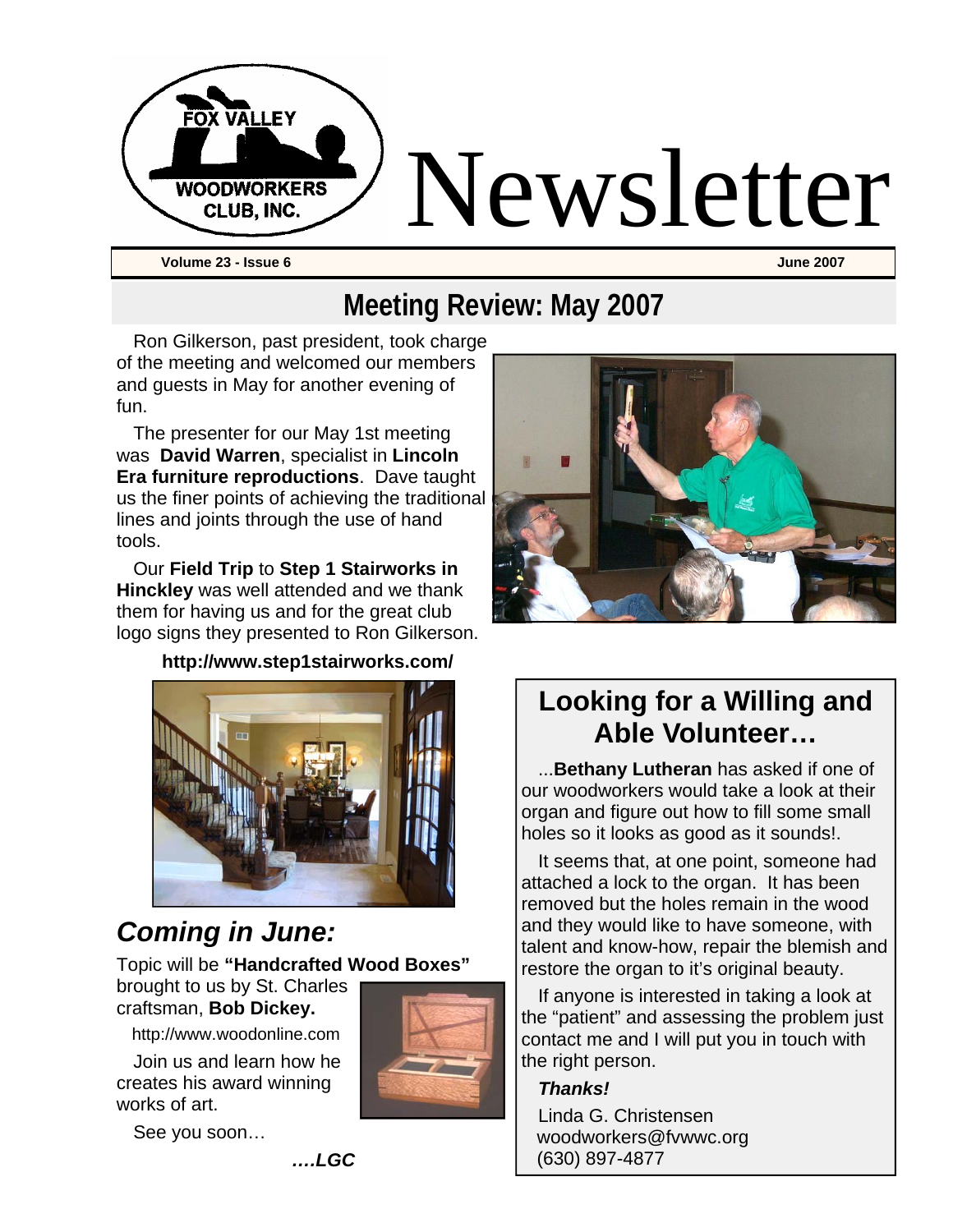# Fox Valley Woodworkers Club, Inc. Newsletter

**Volume 23 - Issue 6** **June 2007**

## Meeting Review: May 2007

Ron Gilkerson, past president, took charge of the meeting and welcomed our members and guests in May for another evening of fun.

The presenter for our May 1st meeting was **David Warren**, specialist in **Lincoln Era furniture reproductions**. Dave taught us the finer points of achieving the traditional lines and joints through the use of hand tools.

Our **Field Trip** to **Step 1 Stairworks in Hinckley** was well attended and we thank them for having us and for the great club logo signs they presented to Ron Gilkerson.

**http://www.step1stairworks.com/**

## *Coming in June:*

Topic will be **"Handcrafted Wood Boxes"** brought to us by St. Charles craftsman, **Bob Dickey.**

http://www.woodonline.com

Join us and learn how he creates his award winning works of art.

See you soon…

***….LGC***

## Looking for a Willing and Able Volunteer…

...**Bethany Lutheran** has asked if one of our woodworkers would take a look at their organ and figure out how to fill some small holes so it looks as good as it sounds!.

It seems that, at one point, someone had attached a lock to the organ. It has been removed but the holes remain in the wood and they would like to have someone, with talent and know-how, repair the blemish and restore the organ to it's original beauty.

If anyone is interested in taking a look at the "patient" and assessing the problem just contact me and I will put you in touch with the right person.

***Thanks!***

Linda G. Christensen
woodworkers@fvwwc.org
(630) 897-4877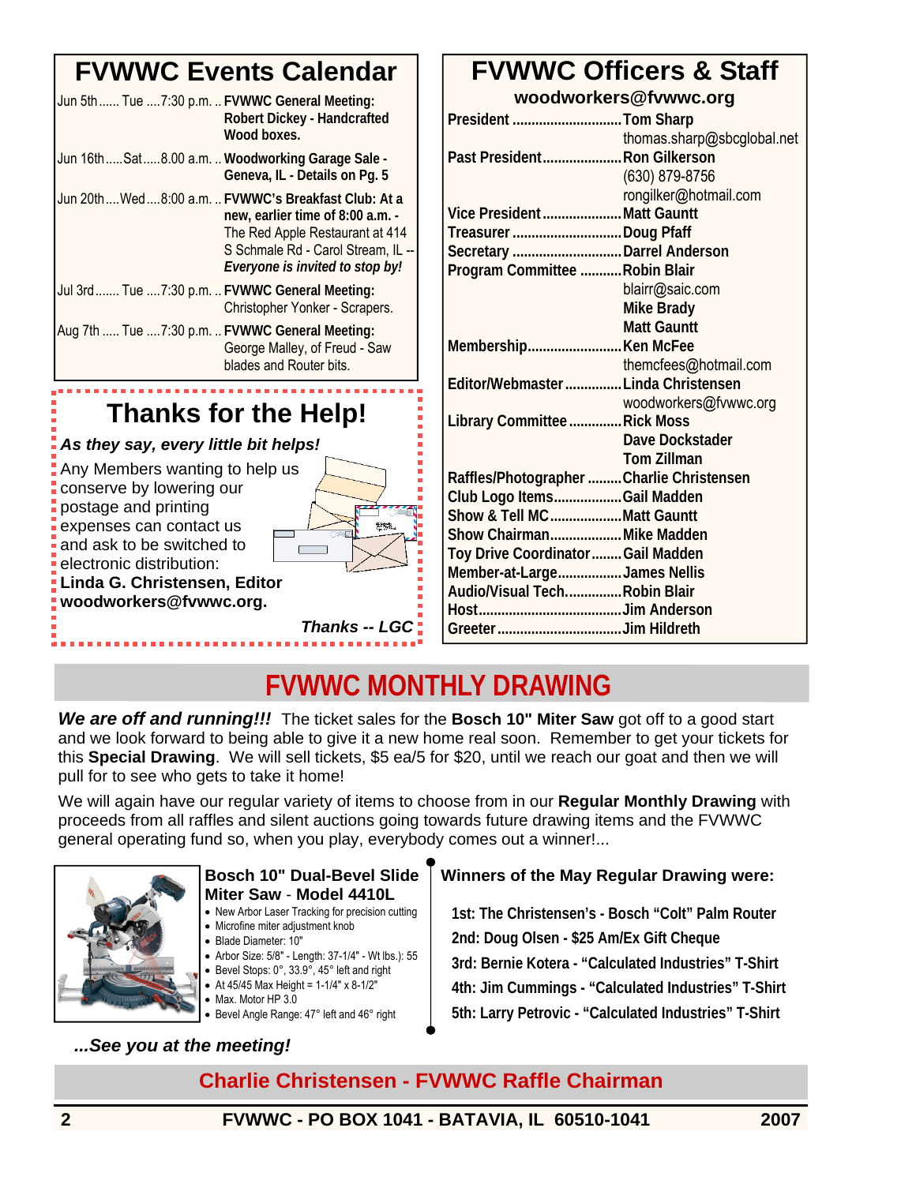## FVWWC Events Calendar

Jun 5th...... Tue ....7:30 p.m. .. **FVWWC General Meeting: Robert Dickey - Handcrafted Wood boxes.**

Jun 16th.....Sat.....8.00 a.m. .. **Woodworking Garage Sale - Geneva, IL - Details on Pg. 5**

Jun 20th....Wed....8:00 a.m. .. **FVWWC's Breakfast Club: At a new, earlier time of 8:00 a.m. -** The Red Apple Restaurant at 414 S Schmale Rd - Carol Stream, IL -- ***Everyone is invited to stop by!***

Jul 3rd....... Tue ....7:30 p.m. .. **FVWWC General Meeting:** Christopher Yonker - Scrapers.

Aug 7th ..... Tue ....7:30 p.m. .. **FVWWC General Meeting:** George Malley, of Freud - Saw blades and Router bits.

## Thanks for the Help!

***As they say, every little bit helps!***

Any Members wanting to help us conserve by lowering our postage and printing expenses can contact us and ask to be switched to electronic distribution:

**Linda G. Christensen, Editor**
**woodworkers@fvwwc.org.**

***Thanks -- LGC***

## FVWWC Officers & Staff

**woodworkers@fvwwc.org**

**President** ............................. **Tom Sharp**
thomas.sharp@sbcglobal.net

**Past President** ..................... **Ron Gilkerson**
(630) 879-8756
rongilker@hotmail.com

**Vice President** ..................... **Matt Gauntt**

**Treasurer** ............................. **Doug Pfaff**

**Secretary** ............................. **Darrel Anderson**

**Program Committee** ........... **Robin Blair**
blairr@saic.com
**Mike Brady**
**Matt Gauntt**

**Membership** ......................... **Ken McFee**
themcfees@hotmail.com

**Editor/Webmaster** ............... **Linda Christensen**
woodworkers@fvwwc.org

**Library Committee** ............. **Rick Moss**
**Dave Dockstader**
**Tom Zillman**

**Raffles/Photographer** ......... **Charlie Christensen**

**Club Logo Items** .................. **Gail Madden**

**Show & Tell MC** ................... **Matt Gauntt**

**Show Chairman** ................... **Mike Madden**

**Toy Drive Coordinator** ........ **Gail Madden**

**Member-at-Large** ................. **James Nellis**

**Audio/Visual Tech** ............... **Robin Blair**

**Host** ...................................... **Jim Anderson**

**Greeter** ................................. **Jim Hildreth**

## FVWWC MONTHLY DRAWING

***We are off and running!!!*** The ticket sales for the **Bosch 10" Miter Saw** got off to a good start and we look forward to being able to give it a new home real soon. Remember to get your tickets for this **Special Drawing**. We will sell tickets, $5 ea/5 for $20, until we reach our goat and then we will pull for to see who gets to take it home!

We will again have our regular variety of items to choose from in our **Regular Monthly Drawing** with proceeds from all raffles and silent auctions going towards future drawing items and the FVWWC general operating fund so, when you play, everybody comes out a winner!...

### Bosch 10" Dual-Bevel Slide Miter Saw - Model 4410L

- New Arbor Laser Tracking for precision cutting
- Microfine miter adjustment knob
- Blade Diameter: 10"
- Arbor Size: 5/8" - Length: 37-1/4" - Wt lbs.): 55
- Bevel Stops: 0°, 33.9°, 45° left and right
- At 45/45 Max Height = 1-1/4" x 8-1/2"
- Max. Motor HP 3.0
- Bevel Angle Range: 47° left and 46° right

### Winners of the May Regular Drawing were:

**1st: The Christensen's - Bosch "Colt" Palm Router**

**2nd: Doug Olsen - $25 Am/Ex Gift Cheque**

**3rd: Bernie Kotera - "Calculated Industries" T-Shirt**

**4th: Jim Cummings - "Calculated Industries" T-Shirt**

**5th: Larry Petrovic - "Calculated Industries" T-Shirt**

***...See you at the meeting!***

**Charlie Christensen - FVWWC Raffle Chairman**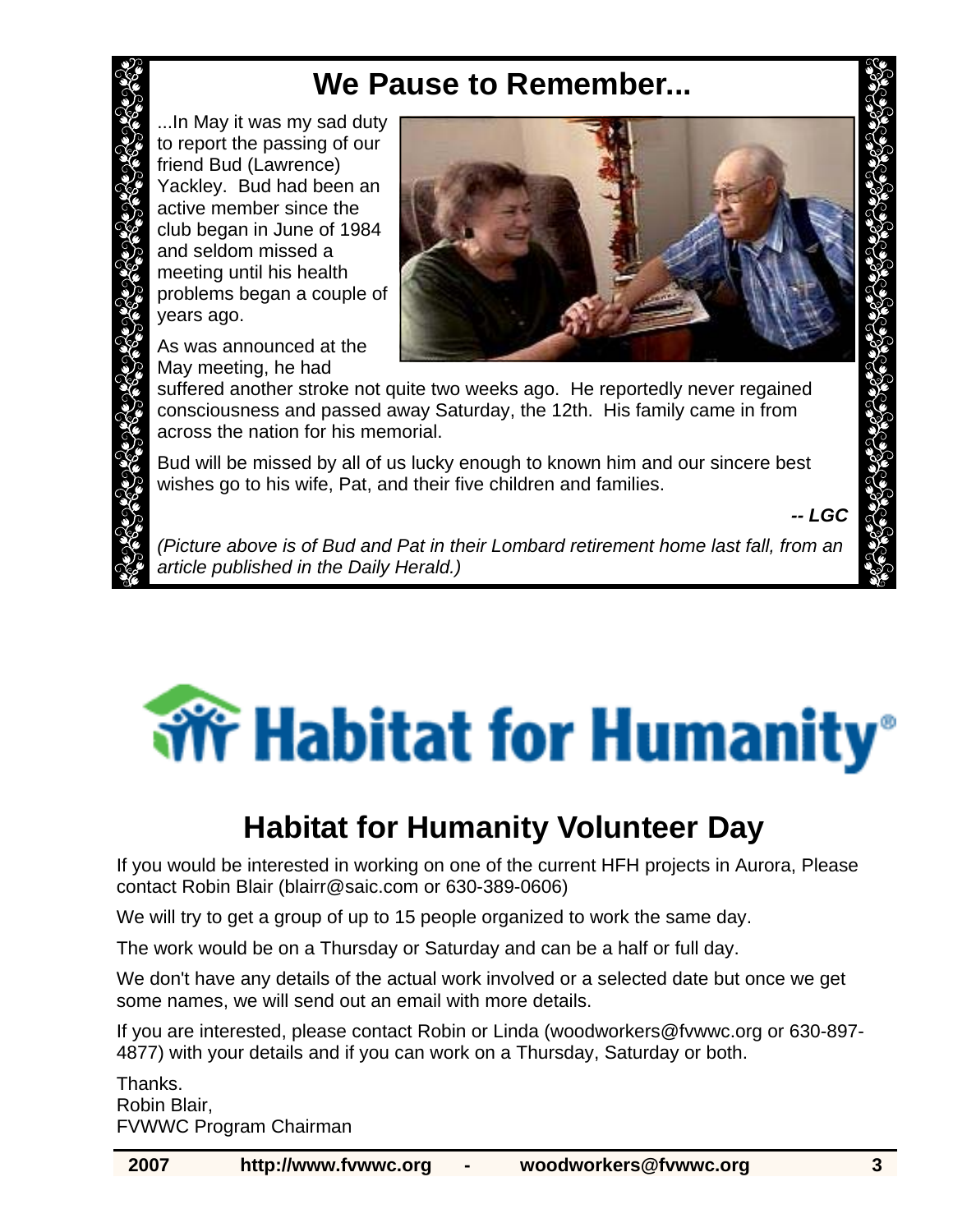# We Pause to Remember...

...In May it was my sad duty to report the passing of our friend Bud (Lawrence) Yackley. Bud had been an active member since the club began in June of 1984 and seldom missed a meeting until his health problems began a couple of years ago.

As was announced at the May meeting, he had suffered another stroke not quite two weeks ago. He reportedly never regained consciousness and passed away Saturday, the 12th. His family came in from across the nation for his memorial.

Bud will be missed by all of us lucky enough to known him and our sincere best wishes go to his wife, Pat, and their five children and families.

***-- LGC***

*(Picture above is of Bud and Pat in their Lombard retirement home last fall, from an article published in the Daily Herald.)*

# Habitat for Humanity

## Habitat for Humanity Volunteer Day

If you would be interested in working on one of the current HFH projects in Aurora, Please contact Robin Blair (blairr@saic.com or 630-389-0606)

We will try to get a group of up to 15 people organized to work the same day.

The work would be on a Thursday or Saturday and can be a half or full day.

We don't have any details of the actual work involved or a selected date but once we get some names, we will send out an email with more details.

If you are interested, please contact Robin or Linda (woodworkers@fvwwc.org or 630-897-4877) with your details and if you can work on a Thursday, Saturday or both.

Thanks.
Robin Blair,
FVWWC Program Chairman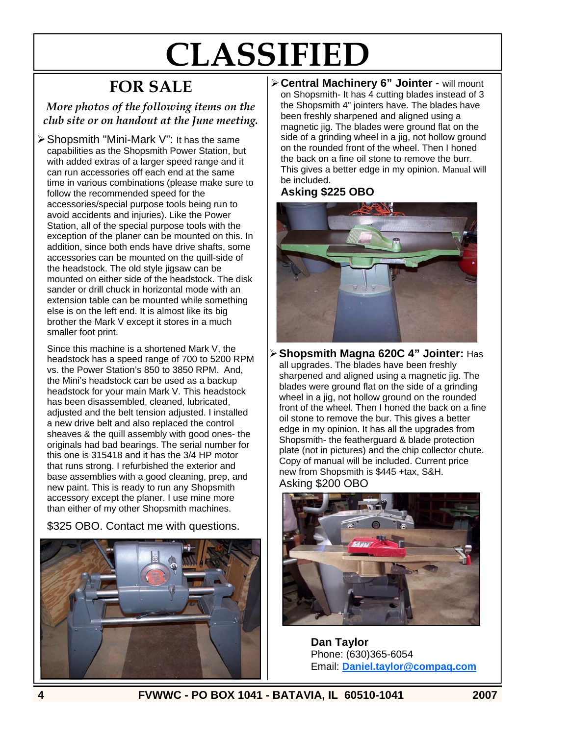# CLASSIFIED

## FOR SALE

*More photos of the following items on the club site or on handout at the June meeting.*

- Shopsmith "Mini-Mark V": It has the same capabilities as the Shopsmith Power Station, but with added extras of a larger speed range and it can run accessories off each end at the same time in various combinations (please make sure to follow the recommended speed for the accessories/special purpose tools being run to avoid accidents and injuries). Like the Power Station, all of the special purpose tools with the exception of the planer can be mounted on this. In addition, since both ends have drive shafts, some accessories can be mounted on the quill-side of the headstock. The old style jigsaw can be mounted on either side of the headstock. The disk sander or drill chuck in horizontal mode with an extension table can be mounted while something else is on the left end. It is almost like its big brother the Mark V except it stores in a much smaller foot print.

  Since this machine is a shortened Mark V, the headstock has a speed range of 700 to 5200 RPM vs. the Power Station's 850 to 3850 RPM. And, the Mini's headstock can be used as a backup headstock for your main Mark V. This headstock has been disassembled, cleaned, lubricated, adjusted and the belt tension adjusted. I installed a new drive belt and also replaced the control sheaves & the quill assembly with good ones- the originals had bad bearings. The serial number for this one is 315418 and it has the 3/4 HP motor that runs strong. I refurbished the exterior and base assemblies with a good cleaning, prep, and new paint. This is ready to run any Shopsmith accessory except the planer. I use mine more than either of my other Shopsmith machines.

  $325 OBO. Contact me with questions.

- **Central Machinery 6" Jointer** - will mount on Shopsmith- It has 4 cutting blades instead of 3 the Shopsmith 4" jointers have. The blades have been freshly sharpened and aligned using a magnetic jig. The blades were ground flat on the side of a grinding wheel in a jig, not hollow ground on the rounded front of the wheel. Then I honed the back on a fine oil stone to remove the burr. This gives a better edge in my opinion. Manual will be included.

  **Asking $225 OBO**

- **Shopsmith Magna 620C 4" Jointer:** Has all upgrades. The blades have been freshly sharpened and aligned using a magnetic jig. The blades were ground flat on the side of a grinding wheel in a jig, not hollow ground on the rounded front of the wheel. Then I honed the back on a fine oil stone to remove the bur. This gives a better edge in my opinion. It has all the upgrades from Shopsmith- the featherguard & blade protection plate (not in pictures) and the chip collector chute. Copy of manual will be included. Current price new from Shopsmith is $445 +tax, S&H.

  Asking $200 OBO

**Dan Taylor**
Phone: (630)365-6054
Email: Daniel.taylor@compaq.com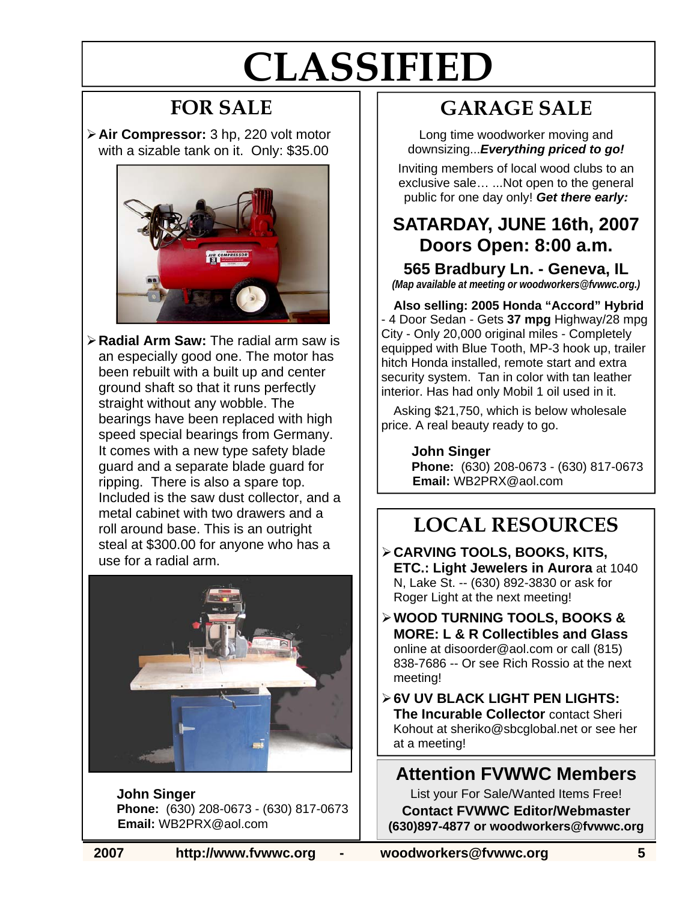# CLASSIFIED

## FOR SALE

- **Air Compressor:** 3 hp, 220 volt motor with a sizable tank on it. Only: $35.00

- **Radial Arm Saw:** The radial arm saw is an especially good one. The motor has been rebuilt with a built up and center ground shaft so that it runs perfectly straight without any wobble. The bearings have been replaced with high speed special bearings from Germany. It comes with a new type safety blade guard and a separate blade guard for ripping. There is also a spare top. Included is the saw dust collector, and a metal cabinet with two drawers and a roll around base. This is an outright steal at $300.00 for anyone who has a use for a radial arm.

**John Singer**
**Phone:** (630) 208-0673 - (630) 817-0673
**Email:** WB2PRX@aol.com

## GARAGE SALE

Long time woodworker moving and downsizing...***Everything priced to go!***

Inviting members of local wood clubs to an exclusive sale… ...Not open to the general public for one day only! ***Get there early:***

### SATARDAY, JUNE 16th, 2007
### Doors Open: 8:00 a.m.

**565 Bradbury Ln. - Geneva, IL**
***(Map available at meeting or woodworkers@fvwwc.org.)***

**Also selling: 2005 Honda "Accord" Hybrid** - 4 Door Sedan - Gets **37 mpg** Highway/28 mpg City - Only 20,000 original miles - Completely equipped with Blue Tooth, MP-3 hook up, trailer hitch Honda installed, remote start and extra security system. Tan in color with tan leather interior. Has had only Mobil 1 oil used in it.

Asking $21,750, which is below wholesale price. A real beauty ready to go.

**John Singer**
**Phone:** (630) 208-0673 - (630) 817-0673
**Email:** WB2PRX@aol.com

## LOCAL RESOURCES

- **CARVING TOOLS, BOOKS, KITS, ETC.: Light Jewelers in Aurora** at 1040 N, Lake St. -- (630) 892-3830 or ask for Roger Light at the next meeting!
- **WOOD TURNING TOOLS, BOOKS & MORE: L & R Collectibles and Glass** online at disoorder@aol.com or call (815) 838-7686 -- Or see Rich Rossio at the next meeting!
- **6V UV BLACK LIGHT PEN LIGHTS: The Incurable Collector** contact Sheri Kohout at sheriko@sbcglobal.net or see her at a meeting!

## Attention FVWWC Members

List your For Sale/Wanted Items Free!

**Contact FVWWC Editor/Webmaster**
**(630)897-4877 or woodworkers@fvwwc.org**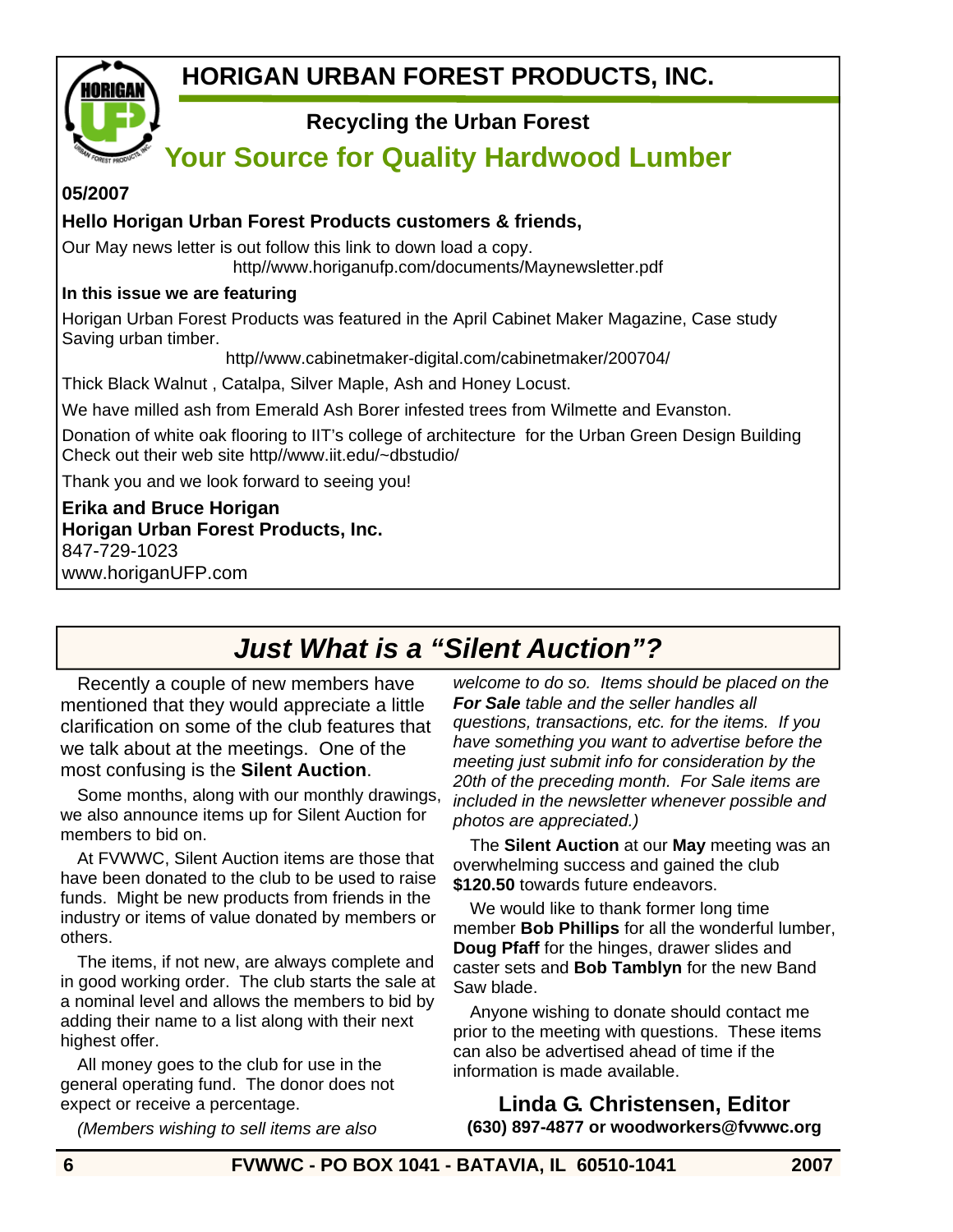# HORIGAN URBAN FOREST PRODUCTS, INC.

**Recycling the Urban Forest**

## Your Source for Quality Hardwood Lumber

**05/2007**

**Hello Horigan Urban Forest Products customers & friends,**

Our May news letter is out follow this link to down load a copy.

http//www.horiganufp.com/documents/Maynewsletter.pdf

**In this issue we are featuring**

Horigan Urban Forest Products was featured in the April Cabinet Maker Magazine, Case study Saving urban timber.

http//www.cabinetmaker-digital.com/cabinetmaker/200704/

Thick Black Walnut , Catalpa, Silver Maple, Ash and Honey Locust.

We have milled ash from Emerald Ash Borer infested trees from Wilmette and Evanston.

Donation of white oak flooring to IIT's college of architecture for the Urban Green Design Building Check out their web site http//www.iit.edu/~dbstudio/

Thank you and we look forward to seeing you!

**Erika and Bruce Horigan**
**Horigan Urban Forest Products, Inc.**
847-729-1023
www.horiganUFP.com

# *Just What is a "Silent Auction"?*

Recently a couple of new members have mentioned that they would appreciate a little clarification on some of the club features that we talk about at the meetings. One of the most confusing is the **Silent Auction**.

Some months, along with our monthly drawings, we also announce items up for Silent Auction for members to bid on.

At FVWWC, Silent Auction items are those that have been donated to the club to be used to raise funds. Might be new products from friends in the industry or items of value donated by members or others.

The items, if not new, are always complete and in good working order. The club starts the sale at a nominal level and allows the members to bid by adding their name to a list along with their next highest offer.

All money goes to the club for use in the general operating fund. The donor does not expect or receive a percentage.

*(Members wishing to sell items are also welcome to do so. Items should be placed on the **For Sale** table and the seller handles all questions, transactions, etc. for the items. If you have something you want to advertise before the meeting just submit info for consideration by the 20th of the preceding month. For Sale items are included in the newsletter whenever possible and photos are appreciated.)*

The **Silent Auction** at our **May** meeting was an overwhelming success and gained the club **$120.50** towards future endeavors.

We would like to thank former long time member **Bob Phillips** for all the wonderful lumber, **Doug Pfaff** for the hinges, drawer slides and caster sets and **Bob Tamblyn** for the new Band Saw blade.

Anyone wishing to donate should contact me prior to the meeting with questions. These items can also be advertised ahead of time if the information is made available.

**Linda G. Christensen, Editor**
**(630) 897-4877 or woodworkers@fvwwc.org**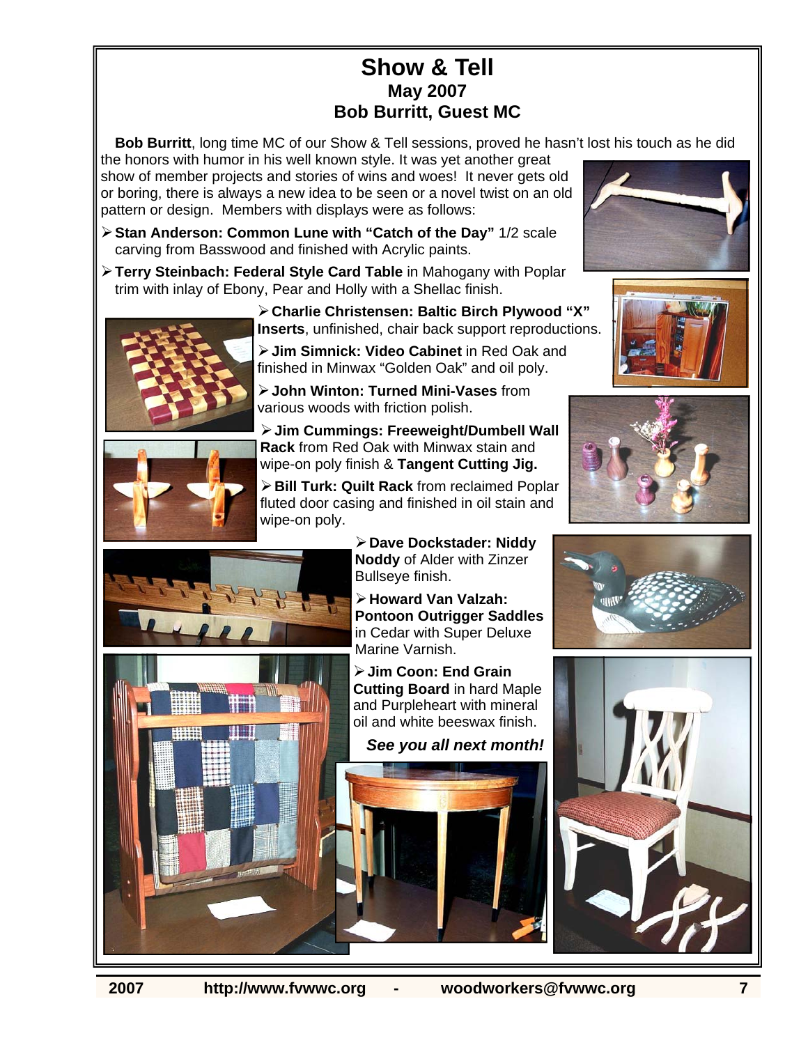# Show & Tell

## May 2007

## Bob Burritt, Guest MC

**Bob Burritt**, long time MC of our Show & Tell sessions, proved he hasn't lost his touch as he did the honors with humor in his well known style. It was yet another great show of member projects and stories of wins and woes! It never gets old or boring, there is always a new idea to be seen or a novel twist on an old pattern or design. Members with displays were as follows:

- **Stan Anderson: Common Lune with "Catch of the Day"** 1/2 scale carving from Basswood and finished with Acrylic paints.
- **Terry Steinbach: Federal Style Card Table** in Mahogany with Poplar trim with inlay of Ebony, Pear and Holly with a Shellac finish.
- **Charlie Christensen: Baltic Birch Plywood "X" Inserts**, unfinished, chair back support reproductions.
- **Jim Simnick: Video Cabinet** in Red Oak and finished in Minwax "Golden Oak" and oil poly.
- **John Winton: Turned Mini-Vases** from various woods with friction polish.
- **Jim Cummings: Freeweight/Dumbell Wall Rack** from Red Oak with Minwax stain and wipe-on poly finish & **Tangent Cutting Jig.**
- **Bill Turk: Quilt Rack** from reclaimed Poplar fluted door casing and finished in oil stain and wipe-on poly.
- **Dave Dockstader: Niddy Noddy** of Alder with Zinzer Bullseye finish.
- **Howard Van Valzah: Pontoon Outrigger Saddles** in Cedar with Super Deluxe Marine Varnish.
- **Jim Coon: End Grain Cutting Board** in hard Maple and Purpleheart with mineral oil and white beeswax finish.

***See you all next month!***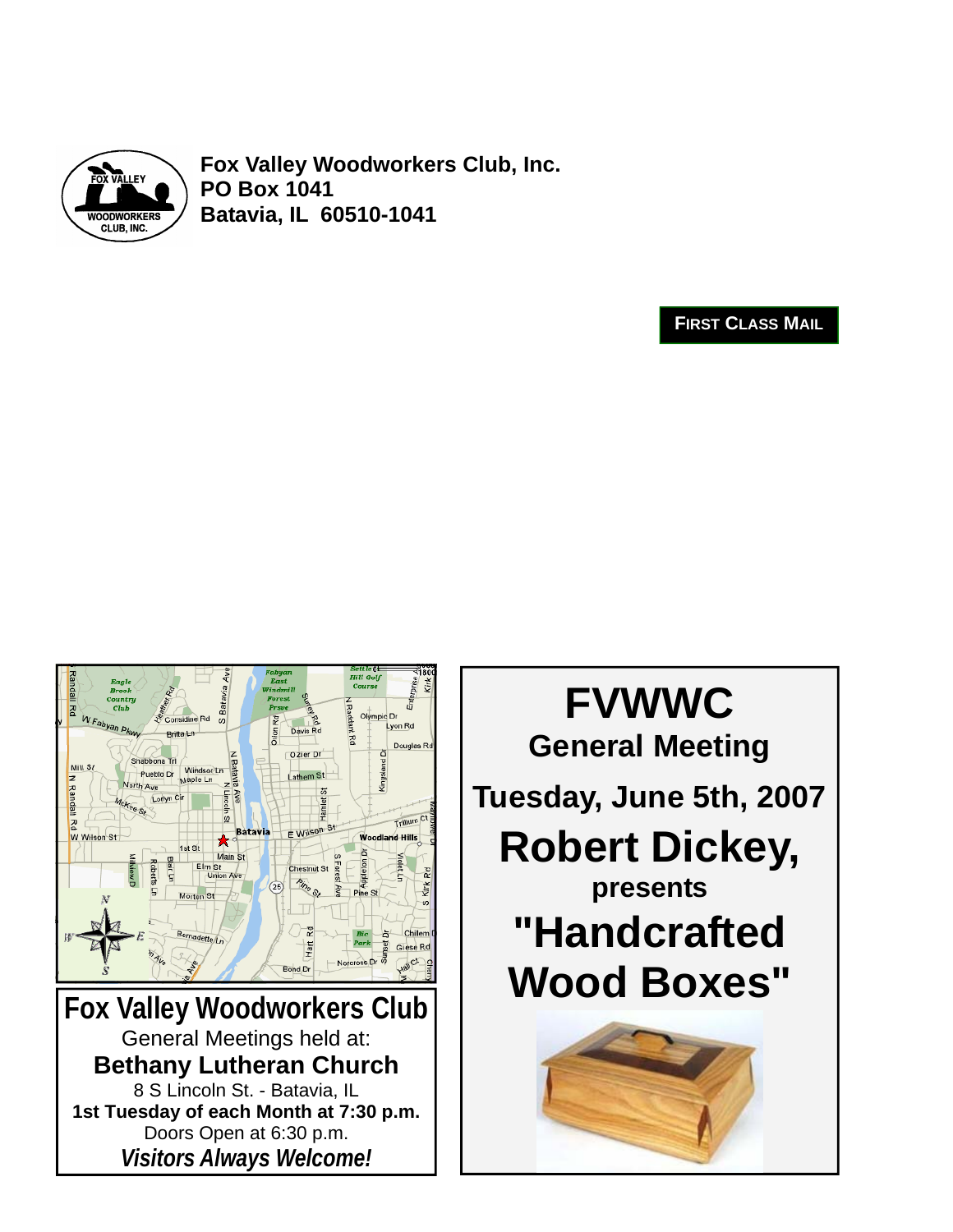**Fox Valley Woodworkers Club, Inc.**
**PO Box 1041**
**Batavia, IL 60510-1041**

**FIRST CLASS MAIL**

## Fox Valley Woodworkers Club

General Meetings held at:

**Bethany Lutheran Church**

8 S Lincoln St. - Batavia, IL

**1st Tuesday of each Month at 7:30 p.m.**

Doors Open at 6:30 p.m.

***Visitors Always Welcome!***

# FVWWC

## General Meeting

## Tuesday, June 5th, 2007

# Robert Dickey,

### presents

# "Handcrafted Wood Boxes"